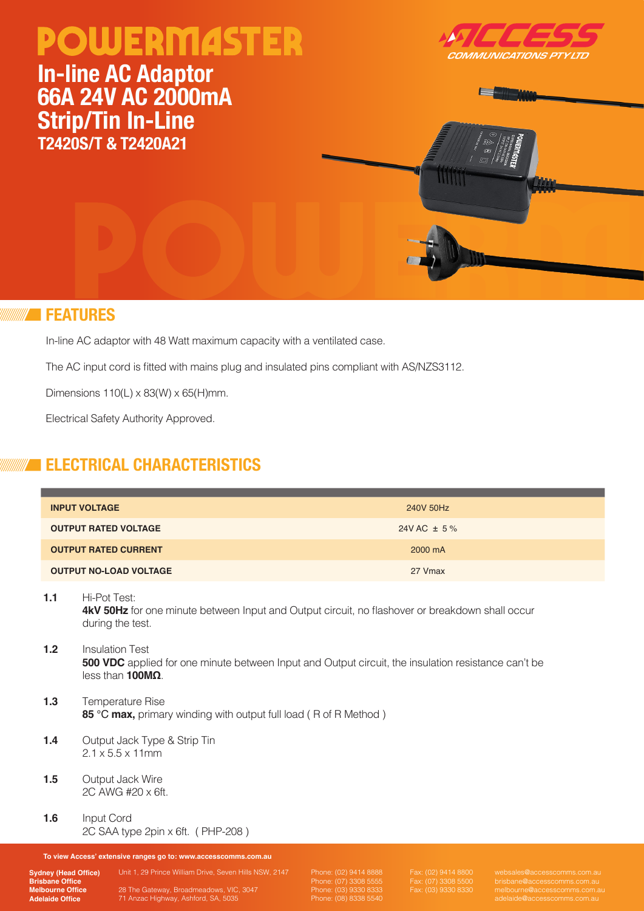# POWERMASTER

## In-line AC Adaptor 66A 24V AC 2000mA Strip/Tin In-Line

### T2420S/T & T2420A21

ACCESS COMMUNICATIONS PTY LTD

## FEATURES

In-line AC adaptor with 48 Watt maximum capacity with a ventilated case.

The AC input cord is fitted with mains plug and insulated pins compliant with AS/NZS3112.

Dimensions 110(L) x 83(W) x 65(H)mm.

Electrical Safety Authority Approved.

## ELECTRICAL CHARACTERISTICS

| | |
|---|---|
| **INPUT VOLTAGE** | 240V 50Hz |
| **OUTPUT RATED VOLTAGE** | 24V AC ± 5 % |
| **OUTPUT RATED CURRENT** | 2000 mA |
| **OUTPUT NO-LOAD VOLTAGE** | 27 Vmax |

**1.1** Hi-Pot Test:
**4kV 50Hz** for one minute between Input and Output circuit, no flashover or breakdown shall occur during the test.

**1.2** Insulation Test
**500 VDC** applied for one minute between Input and Output circuit, the insulation resistance can't be less than **100MΩ**.

**1.3** Temperature Rise
**85 °C max,** primary winding with output full load ( R of R Method )

**1.4** Output Jack Type & Strip Tin
2.1 x 5.5 x 11mm

**1.5** Output Jack Wire
2C AWG #20 x 6ft.

**1.6** Input Cord
2C SAA type 2pin x 6ft. ( PHP-208 )

**To view Access' extensive ranges go to: www.accesscomms.com.au**

| | | | | |
|---|---|---|---|---|
| **Sydney (Head Office)** | Unit 1, 29 Prince William Drive, Seven Hills NSW, 2147 | Phone: (02) 9414 8888 | Fax: (02) 9414 8800 | websales@accesscomms.com.au |
| **Brisbane Office** | | Phone: (07) 3308 5555 | Fax: (07) 3308 5500 | brisbane@accesscomms.com.au |
| **Melbourne Office** | 28 The Gateway, Broadmeadows, VIC, 3047 | Phone: (03) 9330 8333 | Fax: (03) 9330 8330 | melbourne@accesscomms.com.au |
| **Adelaide Office** | 71 Anzac Highway, Ashford, SA, 5035 | Phone: (08) 8338 5540 | | adelaide@accesscomms.com.au |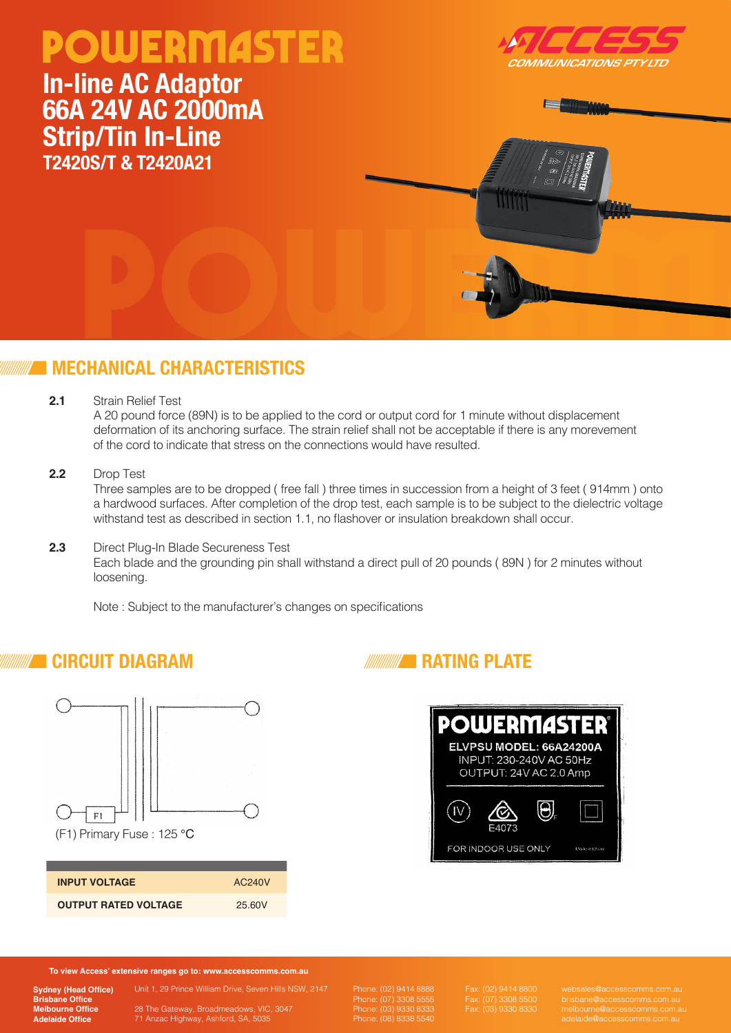# POWERMASTER

## In-line AC Adaptor 66A 24V AC 2000mA Strip/Tin In-Line

### T2420S/T & T2420A21

## MECHANICAL CHARACTERISTICS

**2.1** Strain Relief Test

A 20 pound force (89N) is to be applied to the cord or output cord for 1 minute without displacement deformation of its anchoring surface. The strain relief shall not be acceptable if there is any morevement of the cord to indicate that stress on the connections would have resulted.

**2.2** Drop Test

Three samples are to be dropped ( free fall ) three times in succession from a height of 3 feet ( 914mm ) onto a hardwood surfaces. After completion of the drop test, each sample is to be subject to the dielectric voltage withstand test as described in section 1.1, no flashover or insulation breakdown shall occur.

**2.3** Direct Plug-In Blade Secureness Test

Each blade and the grounding pin shall withstand a direct pull of 20 pounds ( 89N ) for 2 minutes without loosening.

Note : Subject to the manufacturer's changes on specifications

## CIRCUIT DIAGRAM

F1

(F1) Primary Fuse : 125 °C

| | |
|---|---|
| **INPUT VOLTAGE** | AC240V |
| **OUTPUT RATED VOLTAGE** | 25.60V |

## RATING PLATE

POWERMASTER

ELVPSU MODEL: 66A24200A

INPUT: 230-240V AC 50Hz

OUTPUT: 24V AC 2.0 Amp

E4073

FOR INDOOR USE ONLY

To view Access' extensive ranges go to: www.accesscomms.com.au

**Sydney (Head Office)** Unit 1, 29 Prince William Drive, Seven Hills NSW, 2147 Phone: (02) 9414 8888 Fax: (02) 9414 8800 websales@accesscomms.com.au

**Brisbane Office** Phone: (07) 3308 5555 Fax: (07) 3308 5500 brisbane@accesscomms.com.au

**Melbourne Office** 28 The Gateway, Broadmeadows, VIC, 3047 Phone: (03) 9330 8333 Fax: (03) 9330 8330 melbourne@accesscomms.com.au

**Adelaide Office** 71 Anzac Highway, Ashford, SA, 5035 Phone: (08) 8338 5540 adelaide@accesscomms.com.au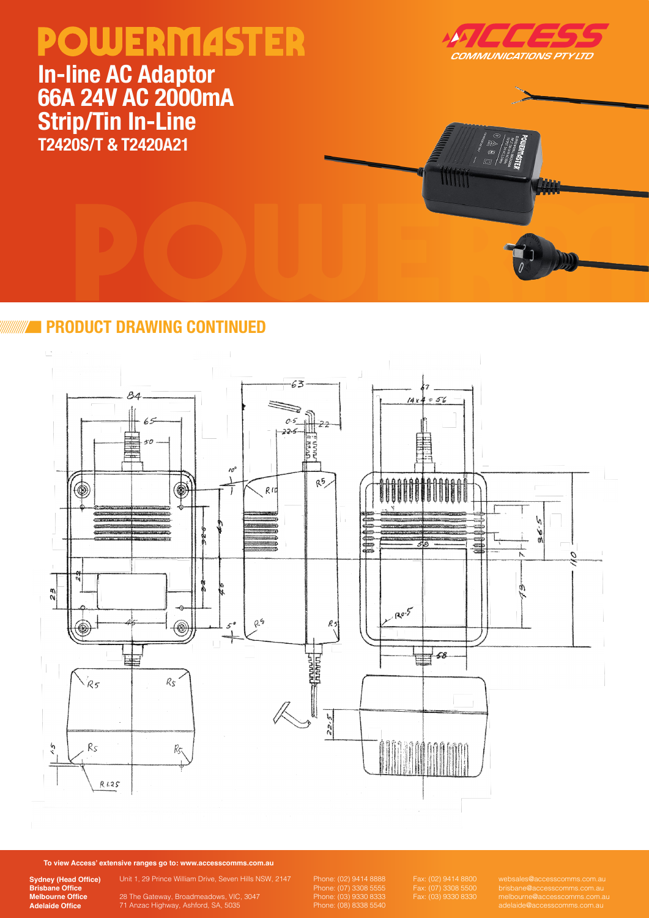# POWERMASTER

**In-line AC Adaptor**
**66A 24V AC 2000mA**
**Strip/Tin In-Line**
**T2420S/T & T2420A21**

## PRODUCT DRAWING CONTINUED

84
65
50
63
0.5
22
22.5
10°
R10
R5
67
14x4 = 56
49
32.6
36.5
58
110
22
23
32
45
45
5°
R5
R5
R0.5
73
58
R5
R5
R5
R5
15
R1.25
23.5

**To view Access' extensive ranges go to: www.accesscomms.com.au**

| | | | | |
|---|---|---|---|---|
| **Sydney (Head Office)** | Unit 1, 29 Prince William Drive, Seven Hills NSW, 2147 | Phone: (02) 9414 8888 | Fax: (02) 9414 8800 | websales@accesscomms.com.au |
| **Brisbane Office** | | Phone: (07) 3308 5555 | Fax: (07) 3308 5500 | brisbane@accesscomms.com.au |
| **Melbourne Office** | 28 The Gateway, Broadmeadows, VIC, 3047 | Phone: (03) 9330 8333 | Fax: (03) 9330 8330 | melbourne@accesscomms.com.au |
| **Adelaide Office** | 71 Anzac Highway, Ashford, SA, 5035 | Phone: (08) 8338 5540 | | adelaide@accesscomms.com.au |